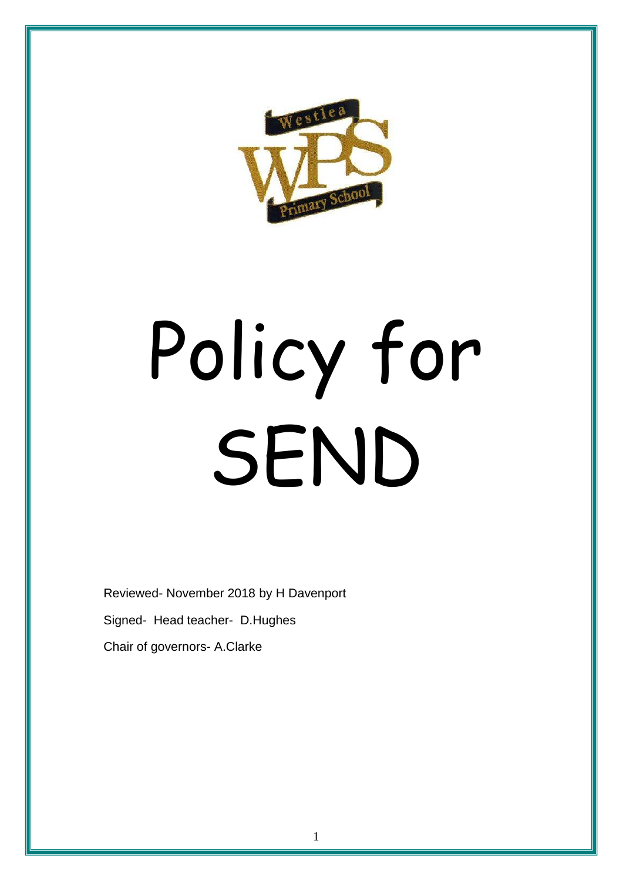# Policy for SEND

Reviewed- November 2018 by H Davenport

Signed- Head teacher- D.Hughes

Chair of governors- A.Clarke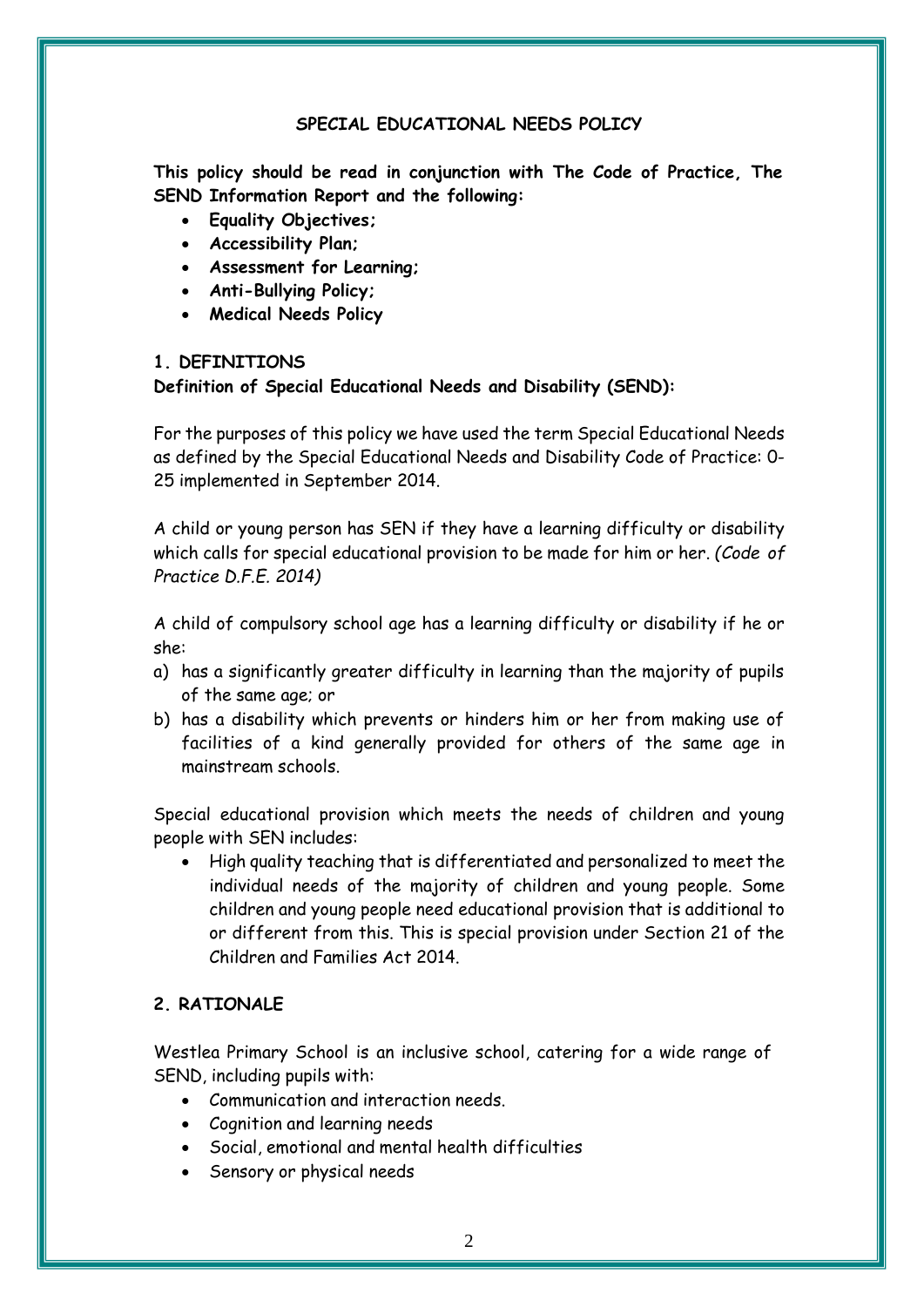# SPECIAL EDUCATIONAL NEEDS POLICY

**This policy should be read in conjunction with The Code of Practice, The SEND Information Report and the following:**

- **Equality Objectives;**
- **Accessibility Plan;**
- **Assessment for Learning;**
- **Anti-Bullying Policy;**
- **Medical Needs Policy**

## 1. DEFINITIONS

**Definition of Special Educational Needs and Disability (SEND):**

For the purposes of this policy we have used the term Special Educational Needs as defined by the Special Educational Needs and Disability Code of Practice: 0-25 implemented in September 2014.

A child or young person has SEN if they have a learning difficulty or disability which calls for special educational provision to be made for him or her. *(Code of Practice D.F.E. 2014)*

A child of compulsory school age has a learning difficulty or disability if he or she:

a) has a significantly greater difficulty in learning than the majority of pupils of the same age; or
b) has a disability which prevents or hinders him or her from making use of facilities of a kind generally provided for others of the same age in mainstream schools.

Special educational provision which meets the needs of children and young people with SEN includes:

- High quality teaching that is differentiated and personalized to meet the individual needs of the majority of children and young people. Some children and young people need educational provision that is additional to or different from this. This is special provision under Section 21 of the Children and Families Act 2014.

## 2. RATIONALE

Westlea Primary School is an inclusive school, catering for a wide range of SEND, including pupils with:

- Communication and interaction needs.
- Cognition and learning needs
- Social, emotional and mental health difficulties
- Sensory or physical needs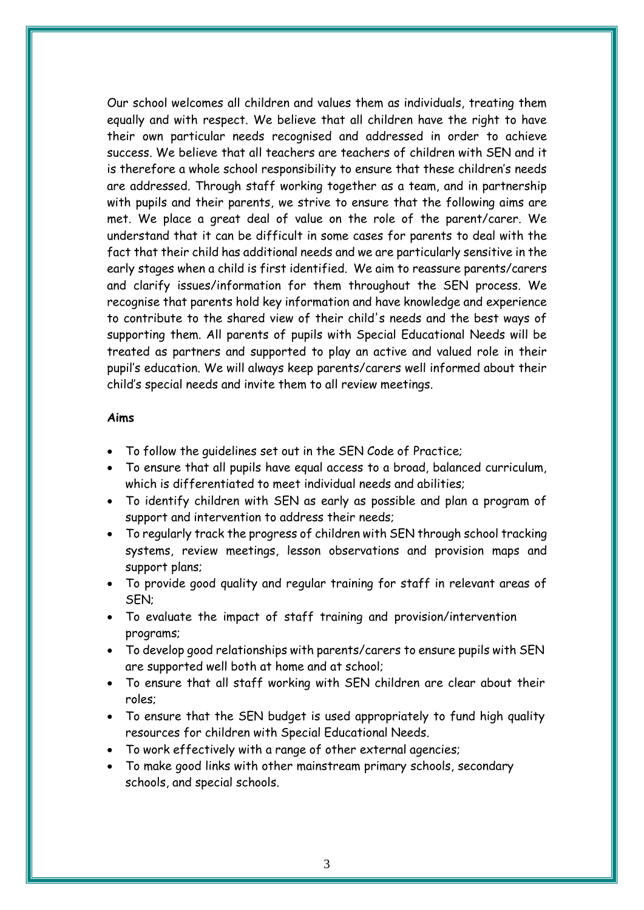Our school welcomes all children and values them as individuals, treating them equally and with respect. We believe that all children have the right to have their own particular needs recognised and addressed in order to achieve success. We believe that all teachers are teachers of children with SEN and it is therefore a whole school responsibility to ensure that these children's needs are addressed. Through staff working together as a team, and in partnership with pupils and their parents, we strive to ensure that the following aims are met. We place a great deal of value on the role of the parent/carer. We understand that it can be difficult in some cases for parents to deal with the fact that their child has additional needs and we are particularly sensitive in the early stages when a child is first identified. We aim to reassure parents/carers and clarify issues/information for them throughout the SEN process. We recognise that parents hold key information and have knowledge and experience to contribute to the shared view of their child's needs and the best ways of supporting them. All parents of pupils with Special Educational Needs will be treated as partners and supported to play an active and valued role in their pupil's education. We will always keep parents/carers well informed about their child's special needs and invite them to all review meetings.

**Aims**

- To follow the guidelines set out in the SEN Code of Practice;
- To ensure that all pupils have equal access to a broad, balanced curriculum, which is differentiated to meet individual needs and abilities;
- To identify children with SEN as early as possible and plan a program of support and intervention to address their needs;
- To regularly track the progress of children with SEN through school tracking systems, review meetings, lesson observations and provision maps and support plans;
- To provide good quality and regular training for staff in relevant areas of SEN;
- To evaluate the impact of staff training and provision/intervention programs;
- To develop good relationships with parents/carers to ensure pupils with SEN are supported well both at home and at school;
- To ensure that all staff working with SEN children are clear about their roles;
- To ensure that the SEN budget is used appropriately to fund high quality resources for children with Special Educational Needs.
- To work effectively with a range of other external agencies;
- To make good links with other mainstream primary schools, secondary schools, and special schools.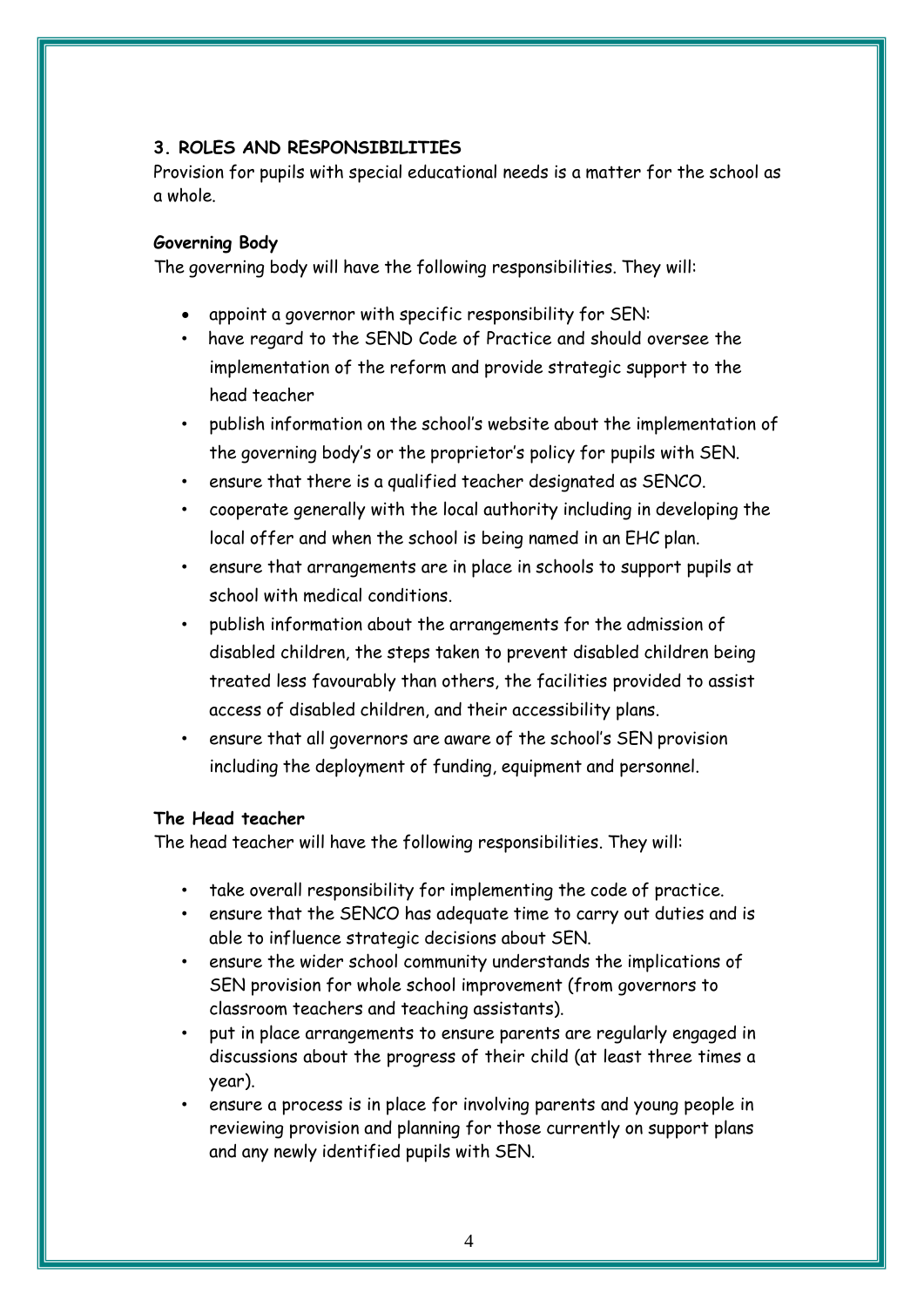## 3. ROLES AND RESPONSIBILITIES

Provision for pupils with special educational needs is a matter for the school as a whole.

### Governing Body

The governing body will have the following responsibilities. They will:

- appoint a governor with specific responsibility for SEN:
- have regard to the SEND Code of Practice and should oversee the implementation of the reform and provide strategic support to the head teacher
- publish information on the school's website about the implementation of the governing body's or the proprietor's policy for pupils with SEN.
- ensure that there is a qualified teacher designated as SENCO.
- cooperate generally with the local authority including in developing the local offer and when the school is being named in an EHC plan.
- ensure that arrangements are in place in schools to support pupils at school with medical conditions.
- publish information about the arrangements for the admission of disabled children, the steps taken to prevent disabled children being treated less favourably than others, the facilities provided to assist access of disabled children, and their accessibility plans.
- ensure that all governors are aware of the school's SEN provision including the deployment of funding, equipment and personnel.

### The Head teacher

The head teacher will have the following responsibilities. They will:

- take overall responsibility for implementing the code of practice.
- ensure that the SENCO has adequate time to carry out duties and is able to influence strategic decisions about SEN.
- ensure the wider school community understands the implications of SEN provision for whole school improvement (from governors to classroom teachers and teaching assistants).
- put in place arrangements to ensure parents are regularly engaged in discussions about the progress of their child (at least three times a year).
- ensure a process is in place for involving parents and young people in reviewing provision and planning for those currently on support plans and any newly identified pupils with SEN.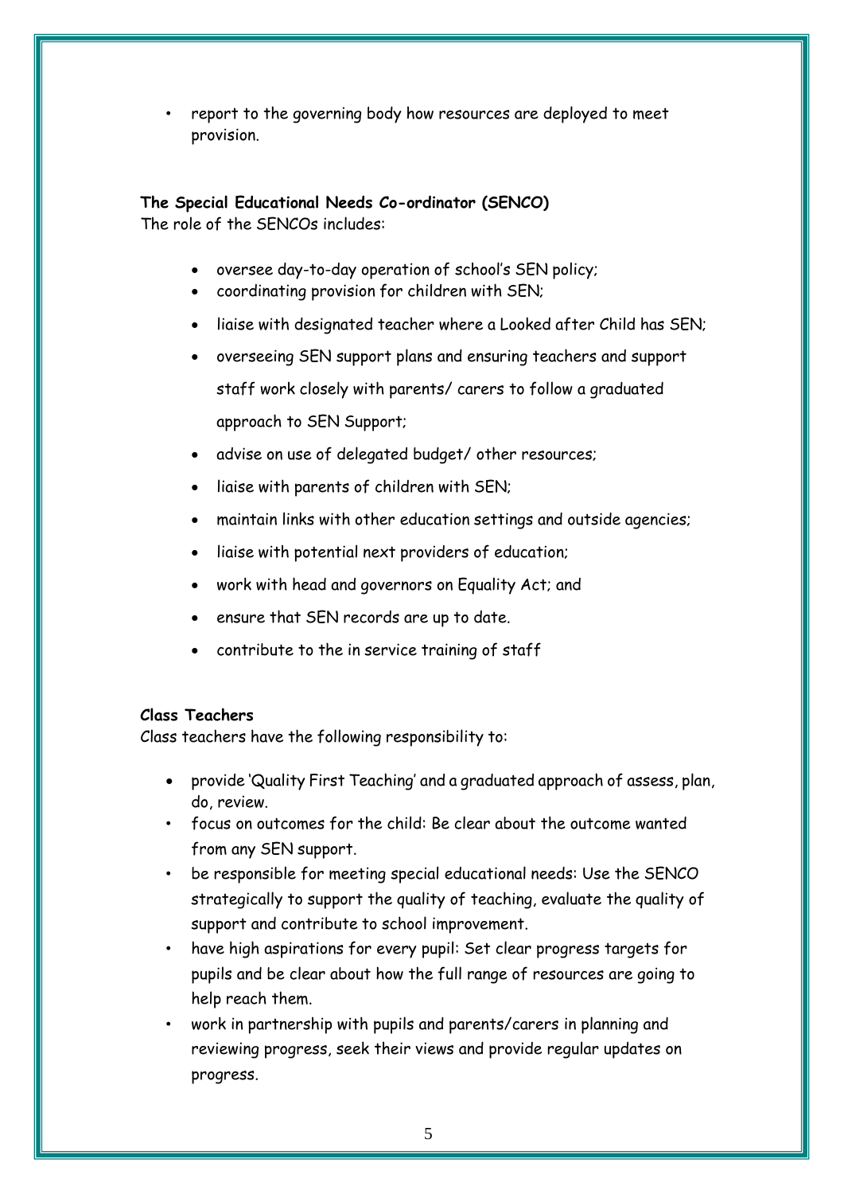- report to the governing body how resources are deployed to meet provision.

**The Special Educational Needs Co-ordinator (SENCO)**
The role of the SENCOs includes:

- oversee day-to-day operation of school's SEN policy;
- coordinating provision for children with SEN;
- liaise with designated teacher where a Looked after Child has SEN;
- overseeing SEN support plans and ensuring teachers and support staff work closely with parents/ carers to follow a graduated approach to SEN Support;
- advise on use of delegated budget/ other resources;
- liaise with parents of children with SEN;
- maintain links with other education settings and outside agencies;
- liaise with potential next providers of education;
- work with head and governors on Equality Act; and
- ensure that SEN records are up to date.
- contribute to the in service training of staff

**Class Teachers**
Class teachers have the following responsibility to:

- provide 'Quality First Teaching' and a graduated approach of assess, plan, do, review.
- focus on outcomes for the child: Be clear about the outcome wanted from any SEN support.
- be responsible for meeting special educational needs: Use the SENCO strategically to support the quality of teaching, evaluate the quality of support and contribute to school improvement.
- have high aspirations for every pupil: Set clear progress targets for pupils and be clear about how the full range of resources are going to help reach them.
- work in partnership with pupils and parents/carers in planning and reviewing progress, seek their views and provide regular updates on progress.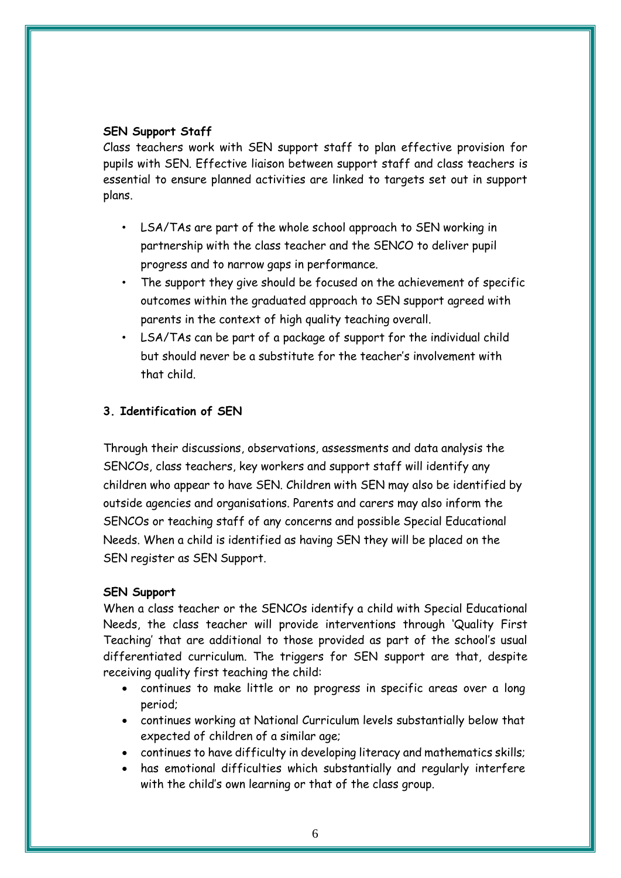**SEN Support Staff**

Class teachers work with SEN support staff to plan effective provision for pupils with SEN. Effective liaison between support staff and class teachers is essential to ensure planned activities are linked to targets set out in support plans.

- LSA/TAs are part of the whole school approach to SEN working in partnership with the class teacher and the SENCO to deliver pupil progress and to narrow gaps in performance.
- The support they give should be focused on the achievement of specific outcomes within the graduated approach to SEN support agreed with parents in the context of high quality teaching overall.
- LSA/TAs can be part of a package of support for the individual child but should never be a substitute for the teacher's involvement with that child.

## 3. Identification of SEN

Through their discussions, observations, assessments and data analysis the SENCOs, class teachers, key workers and support staff will identify any children who appear to have SEN. Children with SEN may also be identified by outside agencies and organisations. Parents and carers may also inform the SENCOs or teaching staff of any concerns and possible Special Educational Needs. When a child is identified as having SEN they will be placed on the SEN register as SEN Support.

**SEN Support**

When a class teacher or the SENCOs identify a child with Special Educational Needs, the class teacher will provide interventions through 'Quality First Teaching' that are additional to those provided as part of the school's usual differentiated curriculum. The triggers for SEN support are that, despite receiving quality first teaching the child:

- continues to make little or no progress in specific areas over a long period;
- continues working at National Curriculum levels substantially below that expected of children of a similar age;
- continues to have difficulty in developing literacy and mathematics skills;
- has emotional difficulties which substantially and regularly interfere with the child's own learning or that of the class group.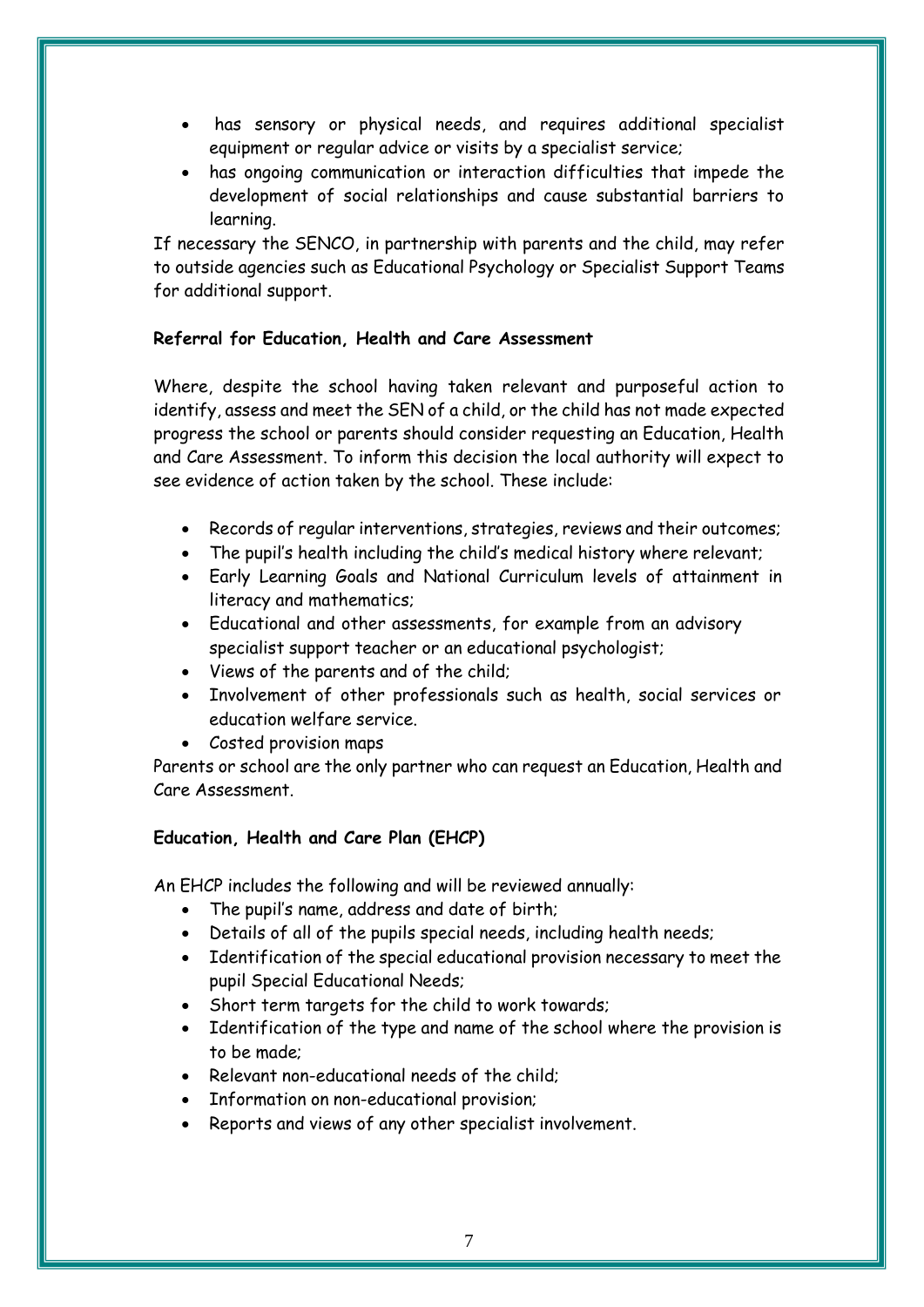- has sensory or physical needs, and requires additional specialist equipment or regular advice or visits by a specialist service;
- has ongoing communication or interaction difficulties that impede the development of social relationships and cause substantial barriers to learning.

If necessary the SENCO, in partnership with parents and the child, may refer to outside agencies such as Educational Psychology or Specialist Support Teams for additional support.

**Referral for Education, Health and Care Assessment**

Where, despite the school having taken relevant and purposeful action to identify, assess and meet the SEN of a child, or the child has not made expected progress the school or parents should consider requesting an Education, Health and Care Assessment. To inform this decision the local authority will expect to see evidence of action taken by the school. These include:

- Records of regular interventions, strategies, reviews and their outcomes;
- The pupil's health including the child's medical history where relevant;
- Early Learning Goals and National Curriculum levels of attainment in literacy and mathematics;
- Educational and other assessments, for example from an advisory specialist support teacher or an educational psychologist;
- Views of the parents and of the child;
- Involvement of other professionals such as health, social services or education welfare service.
- Costed provision maps

Parents or school are the only partner who can request an Education, Health and Care Assessment.

**Education, Health and Care Plan (EHCP)**

An EHCP includes the following and will be reviewed annually:

- The pupil's name, address and date of birth;
- Details of all of the pupils special needs, including health needs;
- Identification of the special educational provision necessary to meet the pupil Special Educational Needs;
- Short term targets for the child to work towards;
- Identification of the type and name of the school where the provision is to be made;
- Relevant non-educational needs of the child;
- Information on non-educational provision;
- Reports and views of any other specialist involvement.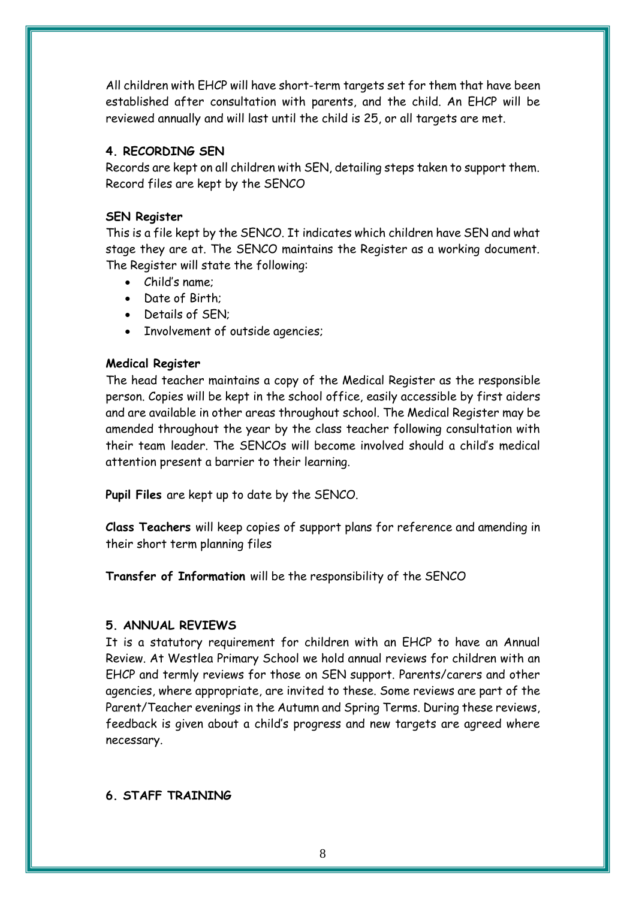All children with EHCP will have short-term targets set for them that have been established after consultation with parents, and the child. An EHCP will be reviewed annually and will last until the child is 25, or all targets are met.

## 4. RECORDING SEN

Records are kept on all children with SEN, detailing steps taken to support them. Record files are kept by the SENCO

### SEN Register

This is a file kept by the SENCO. It indicates which children have SEN and what stage they are at. The SENCO maintains the Register as a working document. The Register will state the following:

- Child's name;
- Date of Birth;
- Details of SEN;
- Involvement of outside agencies;

### Medical Register

The head teacher maintains a copy of the Medical Register as the responsible person. Copies will be kept in the school office, easily accessible by first aiders and are available in other areas throughout school. The Medical Register may be amended throughout the year by the class teacher following consultation with their team leader. The SENCOs will become involved should a child's medical attention present a barrier to their learning.

**Pupil Files** are kept up to date by the SENCO.

**Class Teachers** will keep copies of support plans for reference and amending in their short term planning files

**Transfer of Information** will be the responsibility of the SENCO

## 5. ANNUAL REVIEWS

It is a statutory requirement for children with an EHCP to have an Annual Review. At Westlea Primary School we hold annual reviews for children with an EHCP and termly reviews for those on SEN support. Parents/carers and other agencies, where appropriate, are invited to these. Some reviews are part of the Parent/Teacher evenings in the Autumn and Spring Terms. During these reviews, feedback is given about a child's progress and new targets are agreed where necessary.

## 6. STAFF TRAINING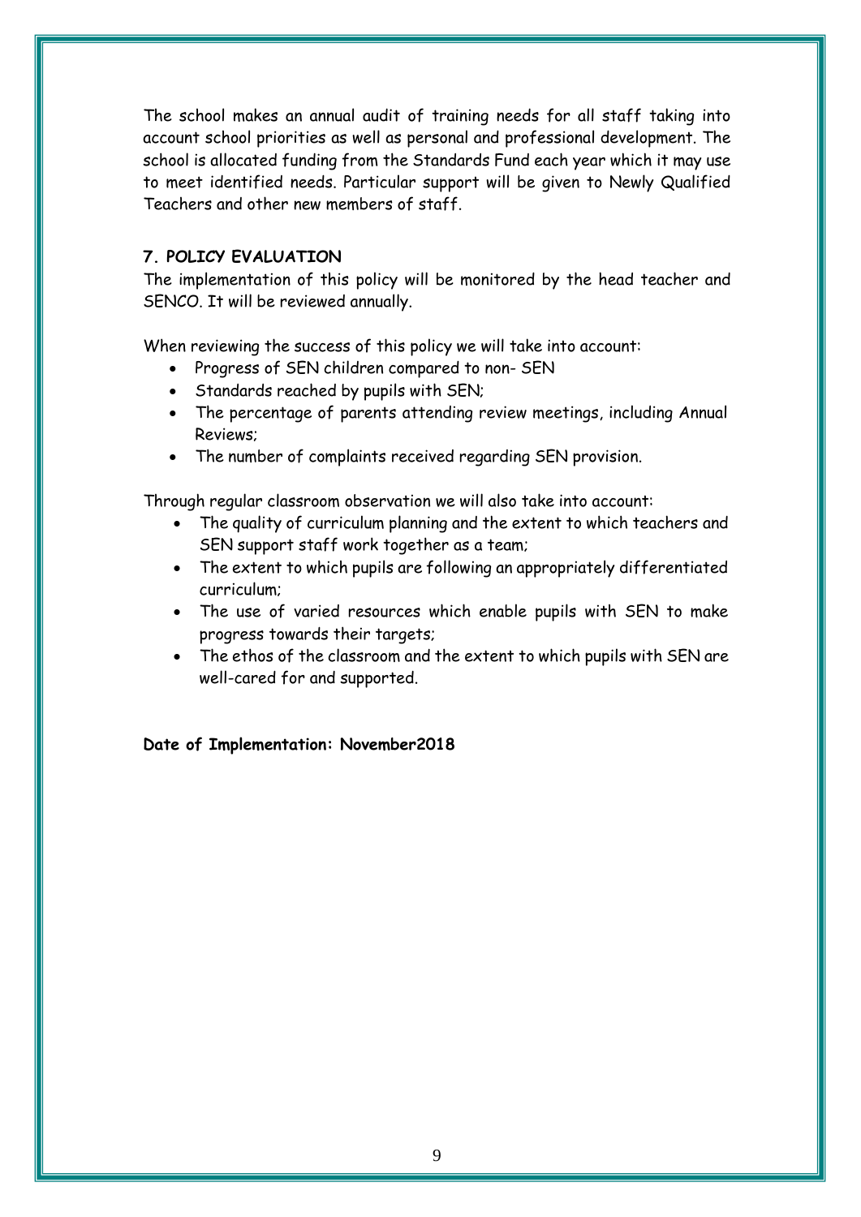The school makes an annual audit of training needs for all staff taking into account school priorities as well as personal and professional development. The school is allocated funding from the Standards Fund each year which it may use to meet identified needs. Particular support will be given to Newly Qualified Teachers and other new members of staff.

### 7. POLICY EVALUATION

The implementation of this policy will be monitored by the head teacher and SENCO. It will be reviewed annually.

When reviewing the success of this policy we will take into account:

- Progress of SEN children compared to non- SEN
- Standards reached by pupils with SEN;
- The percentage of parents attending review meetings, including Annual Reviews;
- The number of complaints received regarding SEN provision.

Through regular classroom observation we will also take into account:

- The quality of curriculum planning and the extent to which teachers and SEN support staff work together as a team;
- The extent to which pupils are following an appropriately differentiated curriculum;
- The use of varied resources which enable pupils with SEN to make progress towards their targets;
- The ethos of the classroom and the extent to which pupils with SEN are well-cared for and supported.

**Date of Implementation: November2018**